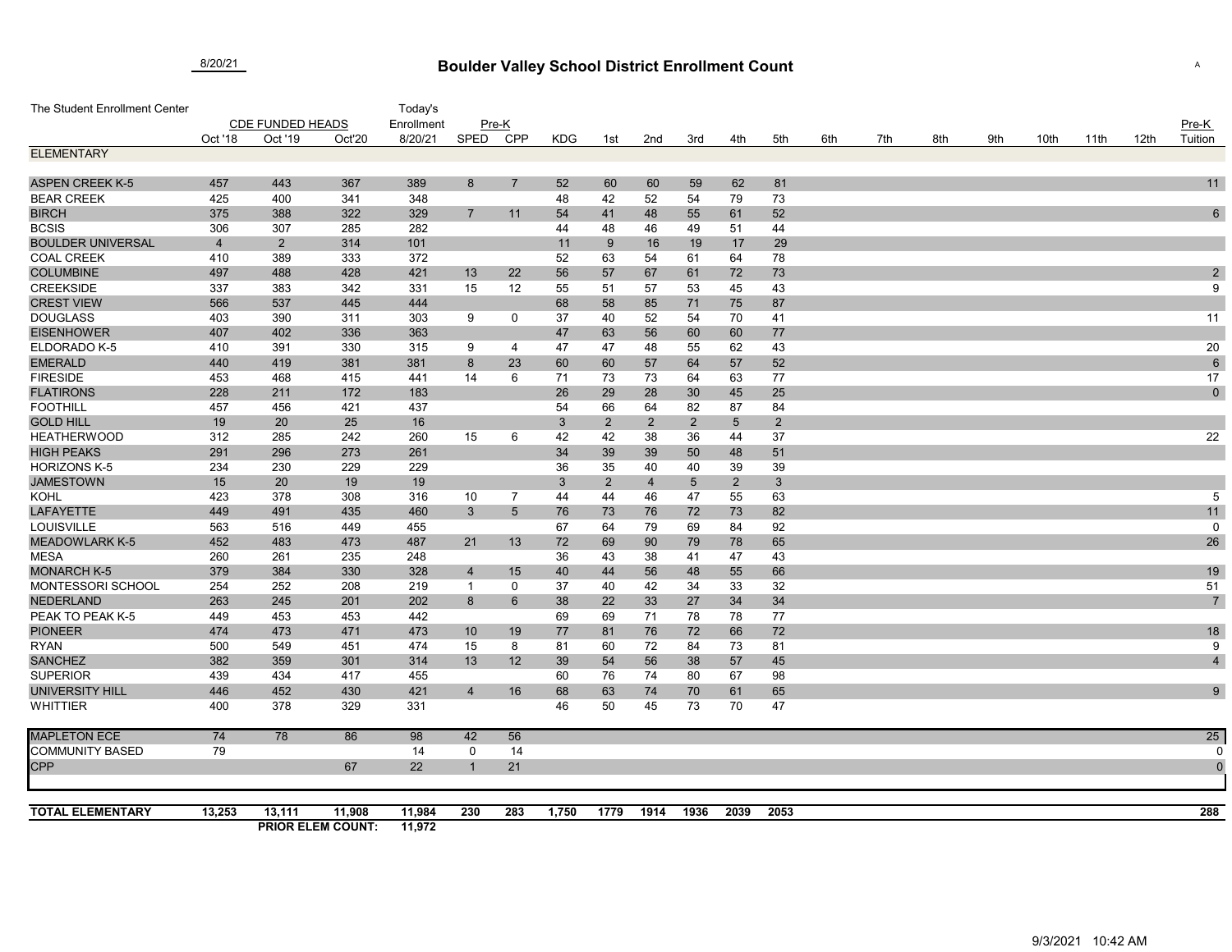8/20/21

# Boulder Valley School District Enrollment Count

| The Student Enrollment Center | CDE FUNDED HEADS | | | Today's Enrollment | Pre-K | | | | | | | | | | | | | | | | Pre-K |
|---|---|---|---|---|---|---|---|---|---|---|---|---|---|---|---|---|---|---|---|---|---|
| | Oct '18 | Oct '19 | Oct'20 | 8/20/21 | SPED | CPP | KDG | 1st | 2nd | 3rd | 4th | 5th | 6th | 7th | 8th | 9th | 10th | 11th | 12th | | Tuition |
| **ELEMENTARY** | | | | | | | | | | | | | | | | | | | | | |
| ASPEN CREEK K-5 | 457 | 443 | 367 | 389 | 8 | 7 | 52 | 60 | 60 | 59 | 62 | 81 | | | | | | | | | 11 |
| BEAR CREEK | 425 | 400 | 341 | 348 | | | 48 | 42 | 52 | 54 | 79 | 73 | | | | | | | | | |
| BIRCH | 375 | 388 | 322 | 329 | 7 | 11 | 54 | 41 | 48 | 55 | 61 | 52 | | | | | | | | | 6 |
| BCSIS | 306 | 307 | 285 | 282 | | | 44 | 48 | 46 | 49 | 51 | 44 | | | | | | | | | |
| BOULDER UNIVERSAL | 4 | 2 | 314 | 101 | | | 11 | 9 | 16 | 19 | 17 | 29 | | | | | | | | | |
| COAL CREEK | 410 | 389 | 333 | 372 | | | 52 | 63 | 54 | 61 | 64 | 78 | | | | | | | | | |
| COLUMBINE | 497 | 488 | 428 | 421 | 13 | 22 | 56 | 57 | 67 | 61 | 72 | 73 | | | | | | | | | 2 |
| CREEKSIDE | 337 | 383 | 342 | 331 | 15 | 12 | 55 | 51 | 57 | 53 | 45 | 43 | | | | | | | | | 9 |
| CREST VIEW | 566 | 537 | 445 | 444 | | | 68 | 58 | 85 | 71 | 75 | 87 | | | | | | | | | |
| DOUGLASS | 403 | 390 | 311 | 303 | 9 | 0 | 37 | 40 | 52 | 54 | 70 | 41 | | | | | | | | | 11 |
| EISENHOWER | 407 | 402 | 336 | 363 | | | 47 | 63 | 56 | 60 | 60 | 77 | | | | | | | | | |
| ELDORADO K-5 | 410 | 391 | 330 | 315 | 9 | 4 | 47 | 47 | 48 | 55 | 62 | 43 | | | | | | | | | 20 |
| EMERALD | 440 | 419 | 381 | 381 | 8 | 23 | 60 | 60 | 57 | 64 | 57 | 52 | | | | | | | | | 6 |
| FIRESIDE | 453 | 468 | 415 | 441 | 14 | 6 | 71 | 73 | 73 | 64 | 63 | 77 | | | | | | | | | 17 |
| FLATIRONS | 228 | 211 | 172 | 183 | | | 26 | 29 | 28 | 30 | 45 | 25 | | | | | | | | | 0 |
| FOOTHILL | 457 | 456 | 421 | 437 | | | 54 | 66 | 64 | 82 | 87 | 84 | | | | | | | | | |
| GOLD HILL | 19 | 20 | 25 | 16 | | | 3 | 2 | 2 | 2 | 5 | 2 | | | | | | | | | |
| HEATHERWOOD | 312 | 285 | 242 | 260 | 15 | 6 | 42 | 42 | 38 | 36 | 44 | 37 | | | | | | | | | 22 |
| HIGH PEAKS | 291 | 296 | 273 | 261 | | | 34 | 39 | 39 | 50 | 48 | 51 | | | | | | | | | |
| HORIZONS K-5 | 234 | 230 | 229 | 229 | | | 36 | 35 | 40 | 40 | 39 | 39 | | | | | | | | | |
| JAMESTOWN | 15 | 20 | 19 | 19 | | | 3 | 2 | 4 | 5 | 2 | 3 | | | | | | | | | |
| KOHL | 423 | 378 | 308 | 316 | 10 | 7 | 44 | 44 | 46 | 47 | 55 | 63 | | | | | | | | | 5 |
| LAFAYETTE | 449 | 491 | 435 | 460 | 3 | 5 | 76 | 73 | 76 | 72 | 73 | 82 | | | | | | | | | 11 |
| LOUISVILLE | 563 | 516 | 449 | 455 | | | 67 | 64 | 79 | 69 | 84 | 92 | | | | | | | | | 0 |
| MEADOWLARK K-5 | 452 | 483 | 473 | 487 | 21 | 13 | 72 | 69 | 90 | 79 | 78 | 65 | | | | | | | | | 26 |
| MESA | 260 | 261 | 235 | 248 | | | 36 | 43 | 38 | 41 | 47 | 43 | | | | | | | | | |
| MONARCH K-5 | 379 | 384 | 330 | 328 | 4 | 15 | 40 | 44 | 56 | 48 | 55 | 66 | | | | | | | | | 19 |
| MONTESSORI SCHOOL | 254 | 252 | 208 | 219 | 1 | 0 | 37 | 40 | 42 | 34 | 33 | 32 | | | | | | | | | 51 |
| NEDERLAND | 263 | 245 | 201 | 202 | 8 | 6 | 38 | 22 | 33 | 27 | 34 | 34 | | | | | | | | | 7 |
| PEAK TO PEAK K-5 | 449 | 453 | 453 | 442 | | | 69 | 69 | 71 | 78 | 78 | 77 | | | | | | | | | |
| PIONEER | 474 | 473 | 471 | 473 | 10 | 19 | 77 | 81 | 76 | 72 | 66 | 72 | | | | | | | | | 18 |
| RYAN | 500 | 549 | 451 | 474 | 15 | 8 | 81 | 60 | 72 | 84 | 73 | 81 | | | | | | | | | 9 |
| SANCHEZ | 382 | 359 | 301 | 314 | 13 | 12 | 39 | 54 | 56 | 38 | 57 | 45 | | | | | | | | | 4 |
| SUPERIOR | 439 | 434 | 417 | 455 | | | 60 | 76 | 74 | 80 | 67 | 98 | | | | | | | | | |
| UNIVERSITY HILL | 446 | 452 | 430 | 421 | 4 | 16 | 68 | 63 | 74 | 70 | 61 | 65 | | | | | | | | | 9 |
| WHITTIER | 400 | 378 | 329 | 331 | | | 46 | 50 | 45 | 73 | 70 | 47 | | | | | | | | | |
| MAPLETON ECE | 74 | 78 | 86 | 98 | 42 | 56 | | | | | | | | | | | | | | | 25 |
| COMMUNITY BASED | 79 | | | 14 | 0 | 14 | | | | | | | | | | | | | | | 0 |
| CPP | | | 67 | 22 | 1 | 21 | | | | | | | | | | | | | | | 0 |
| **TOTAL ELEMENTARY** | **13,253** | **13,111** | **11,908** | **11,984** | **230** | **283** | **1,750** | **1779** | **1914** | **1936** | **2039** | **2053** | | | | | | | | | **288** |
| | | **PRIOR ELEM COUNT:** | | **11,972** | | | | | | | | | | | | | | | | | |

9/3/2021 10:42 AM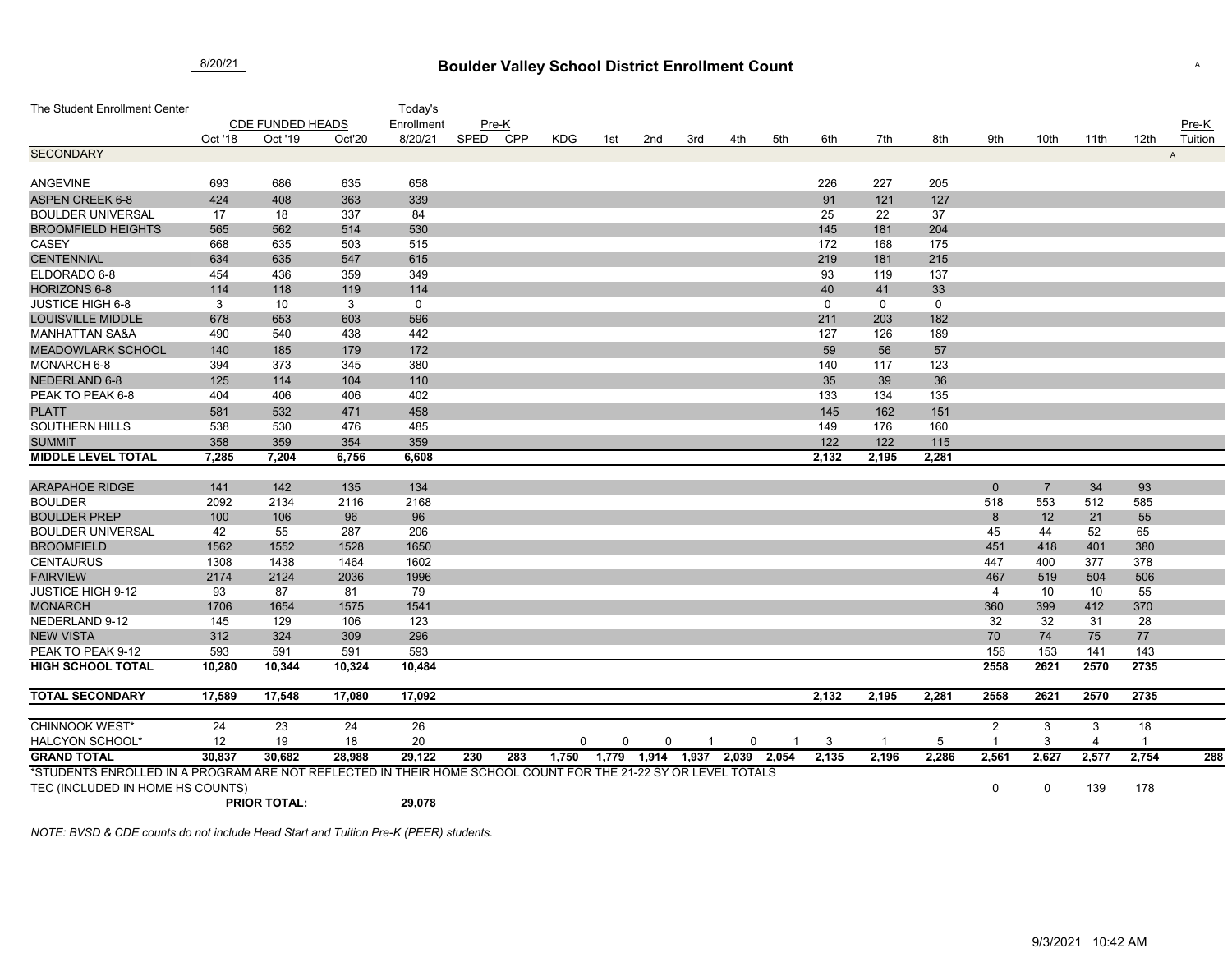8/20/21

# Boulder Valley School District Enrollment Count

| The Student Enrollment Center | CDE FUNDED HEADS | | | Today's Enrollment | Pre-K | | | | | | | | | | | | | | | Pre-K |
|---|---|---|---|---|---|---|---|---|---|---|---|---|---|---|---|---|---|---|---|---|
| | Oct '18 | Oct '19 | Oct'20 | 8/20/21 | SPED | CPP | KDG | 1st | 2nd | 3rd | 4th | 5th | 6th | 7th | 8th | 9th | 10th | 11th | 12th | Tuition |
| **SECONDARY** | | | | | | | | | | | | | | | | | | | | |
| ANGEVINE | 693 | 686 | 635 | 658 | | | | | | | | | 226 | 227 | 205 | | | | | |
| ASPEN CREEK 6-8 | 424 | 408 | 363 | 339 | | | | | | | | | 91 | 121 | 127 | | | | | |
| BOULDER UNIVERSAL | 17 | 18 | 337 | 84 | | | | | | | | | 25 | 22 | 37 | | | | | |
| BROOMFIELD HEIGHTS | 565 | 562 | 514 | 530 | | | | | | | | | 145 | 181 | 204 | | | | | |
| CASEY | 668 | 635 | 503 | 515 | | | | | | | | | 172 | 168 | 175 | | | | | |
| CENTENNIAL | 634 | 635 | 547 | 615 | | | | | | | | | 219 | 181 | 215 | | | | | |
| ELDORADO 6-8 | 454 | 436 | 359 | 349 | | | | | | | | | 93 | 119 | 137 | | | | | |
| HORIZONS 6-8 | 114 | 118 | 119 | 114 | | | | | | | | | 40 | 41 | 33 | | | | | |
| JUSTICE HIGH 6-8 | 3 | 10 | 3 | 0 | | | | | | | | | 0 | 0 | 0 | | | | | |
| LOUISVILLE MIDDLE | 678 | 653 | 603 | 596 | | | | | | | | | 211 | 203 | 182 | | | | | |
| MANHATTAN SA&A | 490 | 540 | 438 | 442 | | | | | | | | | 127 | 126 | 189 | | | | | |
| MEADOWLARK SCHOOL | 140 | 185 | 179 | 172 | | | | | | | | | 59 | 56 | 57 | | | | | |
| MONARCH 6-8 | 394 | 373 | 345 | 380 | | | | | | | | | 140 | 117 | 123 | | | | | |
| NEDERLAND 6-8 | 125 | 114 | 104 | 110 | | | | | | | | | 35 | 39 | 36 | | | | | |
| PEAK TO PEAK 6-8 | 404 | 406 | 406 | 402 | | | | | | | | | 133 | 134 | 135 | | | | | |
| PLATT | 581 | 532 | 471 | 458 | | | | | | | | | 145 | 162 | 151 | | | | | |
| SOUTHERN HILLS | 538 | 530 | 476 | 485 | | | | | | | | | 149 | 176 | 160 | | | | | |
| SUMMIT | 358 | 359 | 354 | 359 | | | | | | | | | 122 | 122 | 115 | | | | | |
| **MIDDLE LEVEL TOTAL** | **7,285** | **7,204** | **6,756** | **6,608** | | | | | | | | | **2,132** | **2,195** | **2,281** | | | | | |
| ARAPAHOE RIDGE | 141 | 142 | 135 | 134 | | | | | | | | | | | | 0 | 7 | 34 | 93 | |
| BOULDER | 2092 | 2134 | 2116 | 2168 | | | | | | | | | | | | 518 | 553 | 512 | 585 | |
| BOULDER PREP | 100 | 106 | 96 | 96 | | | | | | | | | | | | 8 | 12 | 21 | 55 | |
| BOULDER UNIVERSAL | 42 | 55 | 287 | 206 | | | | | | | | | | | | 45 | 44 | 52 | 65 | |
| BROOMFIELD | 1562 | 1552 | 1528 | 1650 | | | | | | | | | | | | 451 | 418 | 401 | 380 | |
| CENTAURUS | 1308 | 1438 | 1464 | 1602 | | | | | | | | | | | | 447 | 400 | 377 | 378 | |
| FAIRVIEW | 2174 | 2124 | 2036 | 1996 | | | | | | | | | | | | 467 | 519 | 504 | 506 | |
| JUSTICE HIGH 9-12 | 93 | 87 | 81 | 79 | | | | | | | | | | | | 4 | 10 | 10 | 55 | |
| MONARCH | 1706 | 1654 | 1575 | 1541 | | | | | | | | | | | | 360 | 399 | 412 | 370 | |
| NEDERLAND 9-12 | 145 | 129 | 106 | 123 | | | | | | | | | | | | 32 | 32 | 31 | 28 | |
| NEW VISTA | 312 | 324 | 309 | 296 | | | | | | | | | | | | 70 | 74 | 75 | 77 | |
| PEAK TO PEAK 9-12 | 593 | 591 | 591 | 593 | | | | | | | | | | | | 156 | 153 | 141 | 143 | |
| **HIGH SCHOOL TOTAL** | **10,280** | **10,344** | **10,324** | **10,484** | | | | | | | | | | | | **2558** | **2621** | **2570** | **2735** | |
| **TOTAL SECONDARY** | **17,589** | **17,548** | **17,080** | **17,092** | | | | | | | | | **2,132** | **2,195** | **2,281** | **2558** | **2621** | **2570** | **2735** | |
| CHINNOOK WEST* | 24 | 23 | 24 | 26 | | | | | | | | | | | | 2 | 3 | 3 | 18 | |
| HALCYON SCHOOL* | 12 | 19 | 18 | 20 | | | 0 | 0 | 0 | 1 | 0 | 1 | 3 | 1 | 5 | 1 | 3 | 4 | 1 | |
| **GRAND TOTAL** | **30,837** | **30,682** | **28,988** | **29,122** | **230** | **283** | **1,750** | **1,779** | **1,914** | **1,937** | **2,039** | **2,054** | **2,135** | **2,196** | **2,286** | **2,561** | **2,627** | **2,577** | **2,754** | **288** |
| *STUDENTS ENROLLED IN A PROGRAM ARE NOT REFLECTED IN THEIR HOME SCHOOL COUNT FOR THE 21-22 SY OR LEVEL TOTALS | | | | | | | | | | | | | | | | | | | | |
| TEC (INCLUDED IN HOME HS COUNTS) | | | | | | | | | | | | | | | | 0 | 0 | 139 | 178 | |
| **PRIOR TOTAL:** | | | | **29,078** | | | | | | | | | | | | | | | | |

*NOTE: BVSD & CDE counts do not include Head Start and Tuition Pre-K (PEER) students.*